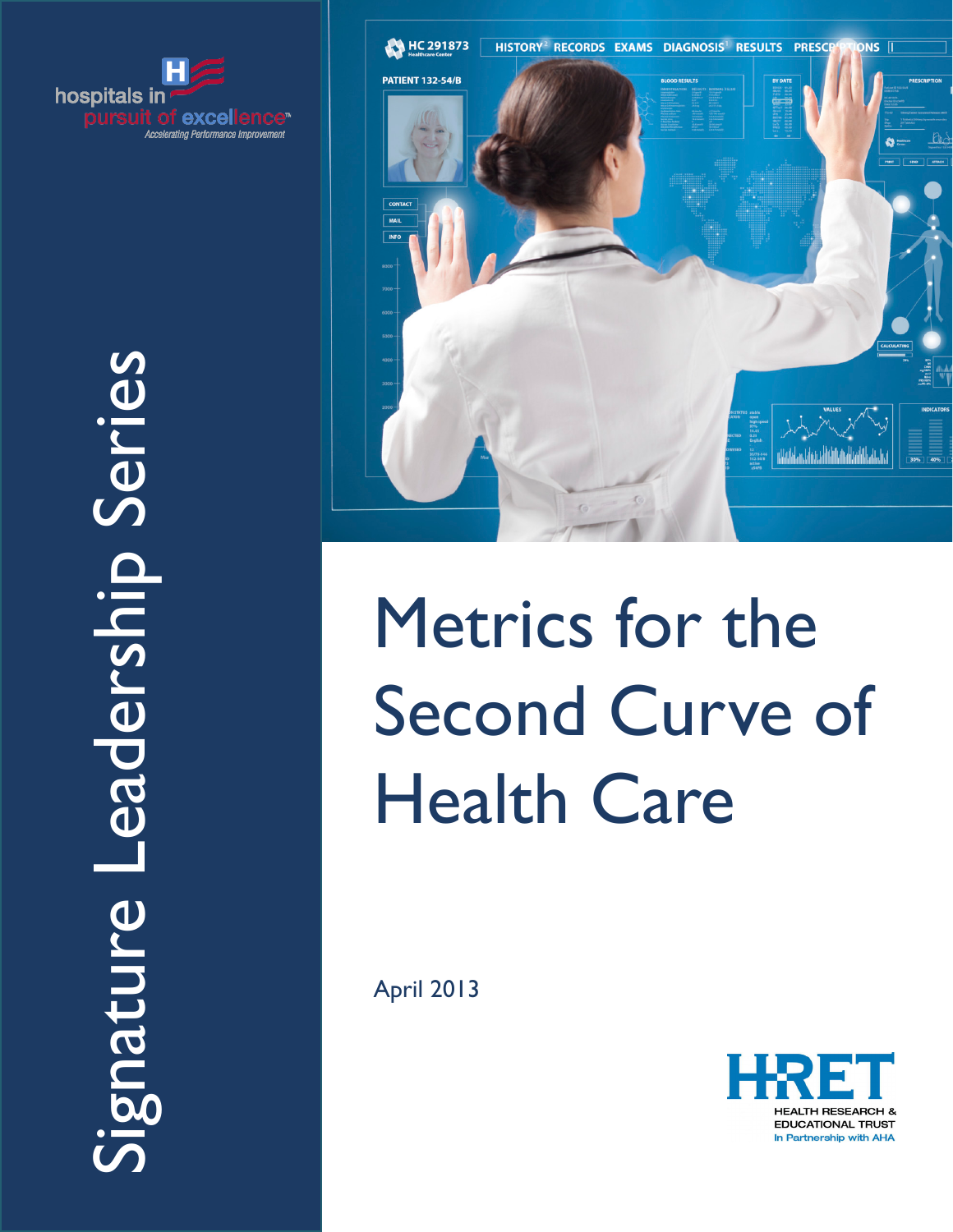hospitals in pursuit of excellence™

*Accelerating Performance Improvement*

Signature Leadership Series

# Metrics for the Second Curve of Health Care

April 2013

HRET

HEALTH RESEARCH & EDUCATIONAL TRUST

In Partnership with AHA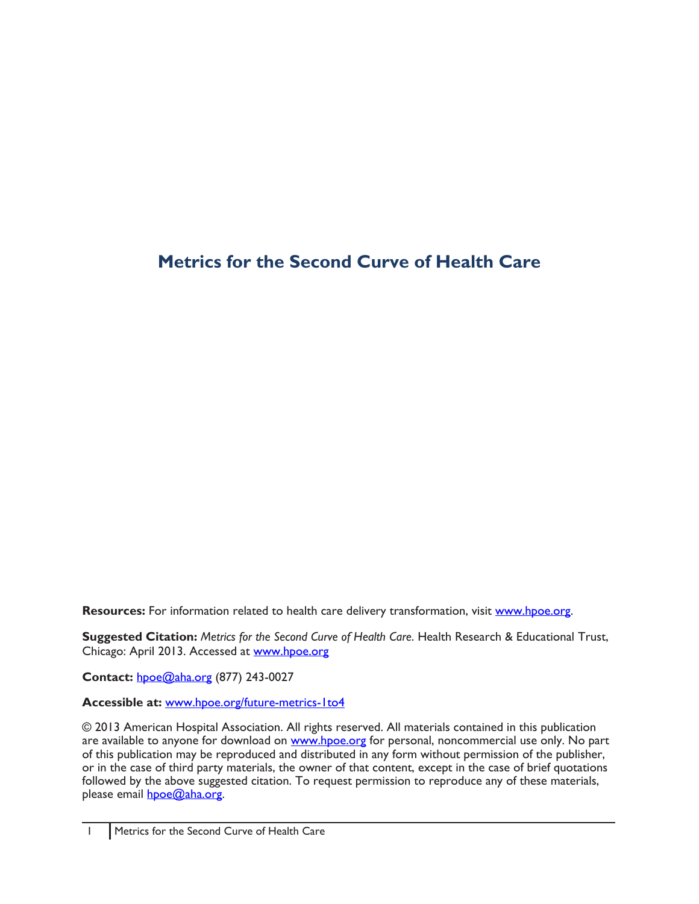# Metrics for the Second Curve of Health Care

**Resources:** For information related to health care delivery transformation, visit [www.hpoe.org](www.hpoe.org).

**Suggested Citation:** *Metrics for the Second Curve of Health Care*. Health Research & Educational Trust, Chicago: April 2013. Accessed at [www.hpoe.org](www.hpoe.org)

**Contact:** [hpoe@aha.org](mailto:hpoe@aha.org) (877) 243-0027

**Accessible at:** [www.hpoe.org/future-metrics-1to4](www.hpoe.org/future-metrics-1to4)

© 2013 American Hospital Association. All rights reserved. All materials contained in this publication are available to anyone for download on [www.hpoe.org](www.hpoe.org) for personal, noncommercial use only. No part of this publication may be reproduced and distributed in any form without permission of the publisher, or in the case of third party materials, the owner of that content, except in the case of brief quotations followed by the above suggested citation. To request permission to reproduce any of these materials, please email [hpoe@aha.org](mailto:hpoe@aha.org).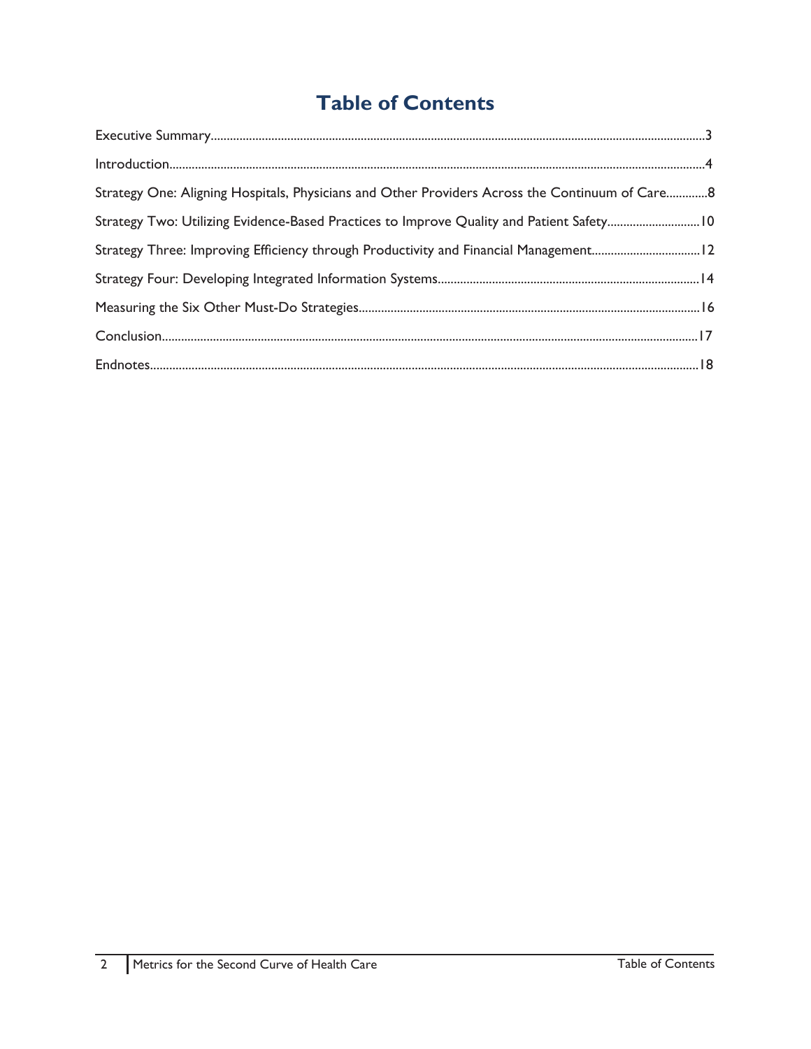# Table of Contents

Executive Summary......................................................................................................................................3

Introduction..................................................................................................................................................4

Strategy One: Aligning Hospitals, Physicians and Other Providers Across the Continuum of Care.............8

Strategy Two: Utilizing Evidence-Based Practices to Improve Quality and Patient Safety.............................10

Strategy Three: Improving Efficiency through Productivity and Financial Management..................................12

Strategy Four: Developing Integrated Information Systems.................................................................................14

Measuring the Six Other Must-Do Strategies...........................................................................................................16

Conclusion....................................................................................................................................................17

Endnotes.......................................................................................................................................................18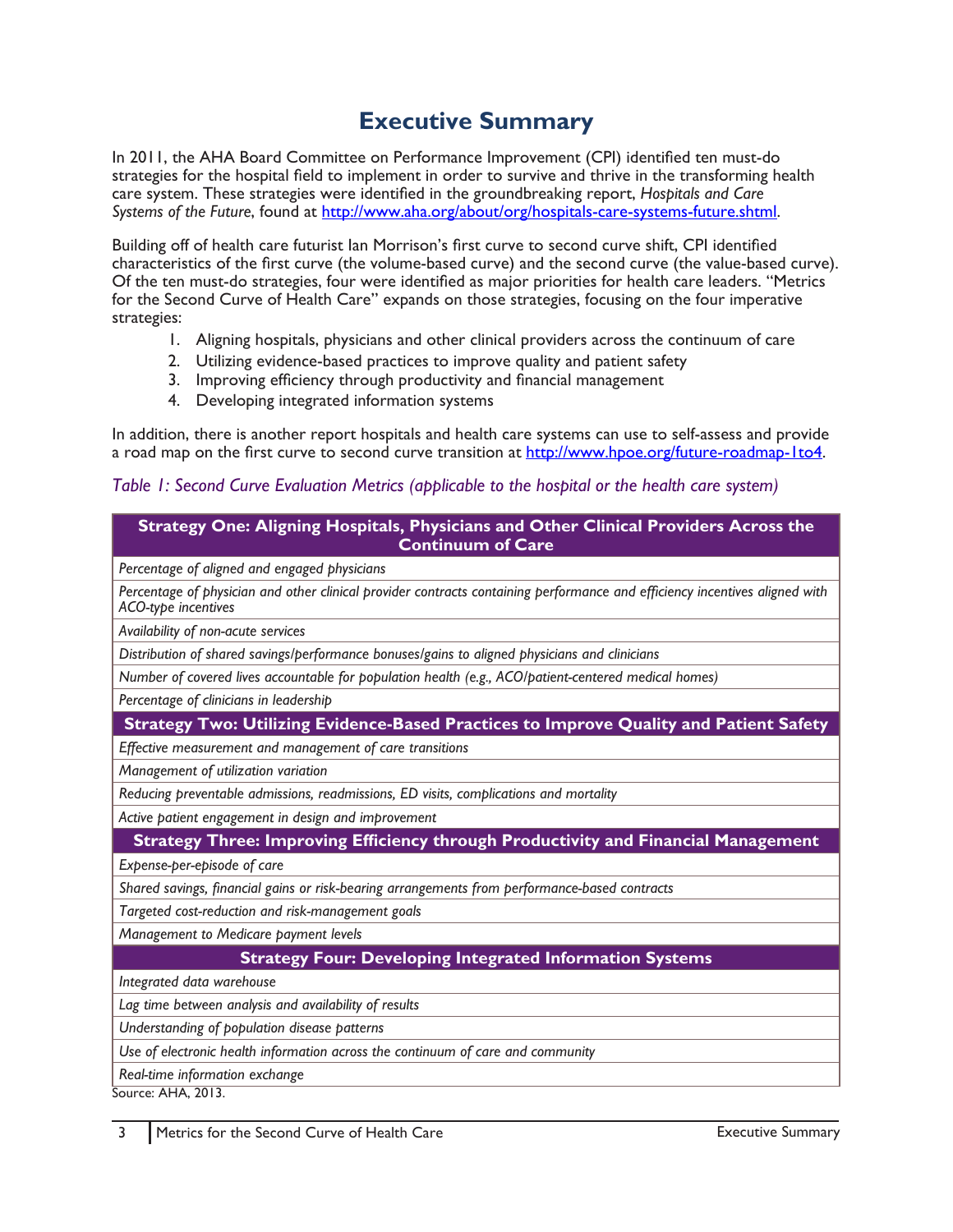# Executive Summary

In 2011, the AHA Board Committee on Performance Improvement (CPI) identified ten must-do strategies for the hospital field to implement in order to survive and thrive in the transforming health care system. These strategies were identified in the groundbreaking report, *Hospitals and Care Systems of the Future*, found at http://www.aha.org/about/org/hospitals-care-systems-future.shtml.

Building off of health care futurist Ian Morrison's first curve to second curve shift, CPI identified characteristics of the first curve (the volume-based curve) and the second curve (the value-based curve). Of the ten must-do strategies, four were identified as major priorities for health care leaders. "Metrics for the Second Curve of Health Care" expands on those strategies, focusing on the four imperative strategies:

1. Aligning hospitals, physicians and other clinical providers across the continuum of care
2. Utilizing evidence-based practices to improve quality and patient safety
3. Improving efficiency through productivity and financial management
4. Developing integrated information systems

In addition, there is another report hospitals and health care systems can use to self-assess and provide a road map on the first curve to second curve transition at http://www.hpoe.org/future-roadmap-1to4.

*Table 1: Second Curve Evaluation Metrics (applicable to the hospital or the health care system)*

| **Strategy One: Aligning Hospitals, Physicians and Other Clinical Providers Across the Continuum of Care** |
|---|
| *Percentage of aligned and engaged physicians* |
| *Percentage of physician and other clinical provider contracts containing performance and efficiency incentives aligned with ACO-type incentives* |
| *Availability of non-acute services* |
| *Distribution of shared savings/performance bonuses/gains to aligned physicians and clinicians* |
| *Number of covered lives accountable for population health (e.g., ACO/patient-centered medical homes)* |
| *Percentage of clinicians in leadership* |
| **Strategy Two: Utilizing Evidence-Based Practices to Improve Quality and Patient Safety** |
| *Effective measurement and management of care transitions* |
| *Management of utilization variation* |
| *Reducing preventable admissions, readmissions, ED visits, complications and mortality* |
| *Active patient engagement in design and improvement* |
| **Strategy Three: Improving Efficiency through Productivity and Financial Management** |
| *Expense-per-episode of care* |
| *Shared savings, financial gains or risk-bearing arrangements from performance-based contracts* |
| *Targeted cost-reduction and risk-management goals* |
| *Management to Medicare payment levels* |
| **Strategy Four: Developing Integrated Information Systems** |
| *Integrated data warehouse* |
| *Lag time between analysis and availability of results* |
| *Understanding of population disease patterns* |
| *Use of electronic health information across the continuum of care and community* |
| *Real-time information exchange* |

Source: AHA, 2013.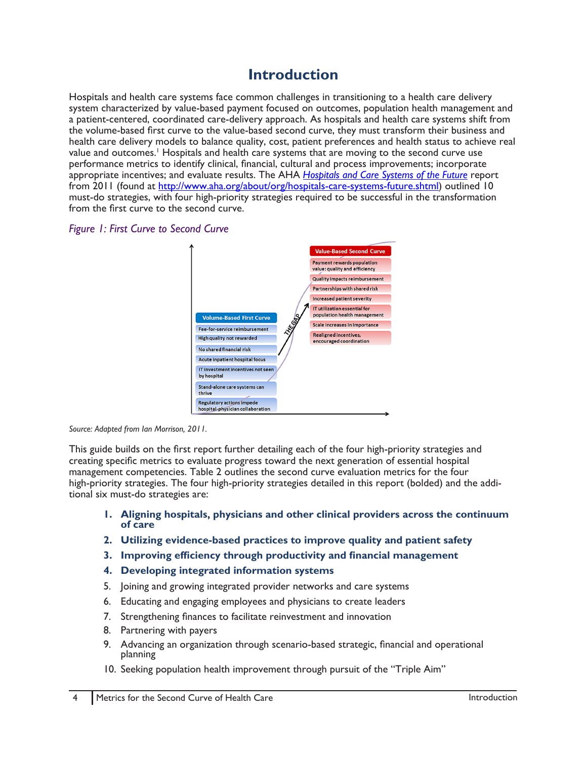# Introduction

Hospitals and health care systems face common challenges in transitioning to a health care delivery system characterized by value-based payment focused on outcomes, population health management and a patient-centered, coordinated care-delivery approach. As hospitals and health care systems shift from the volume-based first curve to the value-based second curve, they must transform their business and health care delivery models to balance quality, cost, patient preferences and health status to achieve real value and outcomes.[1] Hospitals and health care systems that are moving to the second curve use performance metrics to identify clinical, financial, cultural and process improvements; incorporate appropriate incentives; and evaluate results. The AHA *Hospitals and Care Systems of the Future* report from 2011 (found at http://www.aha.org/about/org/hospitals-care-systems-future.shtml) outlined 10 must-do strategies, with four high-priority strategies required to be successful in the transformation from the first curve to the second curve.

*Figure 1: First Curve to Second Curve*

Volume-Based First Curve
- Fee-for-service reimbursement
- High quality not rewarded
- No shared financial risk
- Acute inpatient hospital focus
- IT investment incentives not seen by hospital
- Stand-alone care systems can thrive
- Regulatory actions impede hospital-physician collaboration

THE GAP

Value-Based Second Curve
- Payment rewards population value: quality and efficiency
- Quality impacts reimbursement
- Partnerships with shared risk
- Increased patient severity
- IT utilization essential for population health management
- Scale increases in importance
- Realigned incentives, encouraged coordination

*Source: Adapted from Ian Morrison, 2011.*

This guide builds on the first report further detailing each of the four high-priority strategies and creating specific metrics to evaluate progress toward the next generation of essential hospital management competencies. Table 2 outlines the second curve evaluation metrics for the four high-priority strategies. The four high-priority strategies detailed in this report (bolded) and the additional six must-do strategies are:

1. **Aligning hospitals, physicians and other clinical providers across the continuum of care**
2. **Utilizing evidence-based practices to improve quality and patient safety**
3. **Improving efficiency through productivity and financial management**
4. **Developing integrated information systems**
5. Joining and growing integrated provider networks and care systems
6. Educating and engaging employees and physicians to create leaders
7. Strengthening finances to facilitate reinvestment and innovation
8. Partnering with payers
9. Advancing an organization through scenario-based strategic, financial and operational planning
10. Seeking population health improvement through pursuit of the "Triple Aim"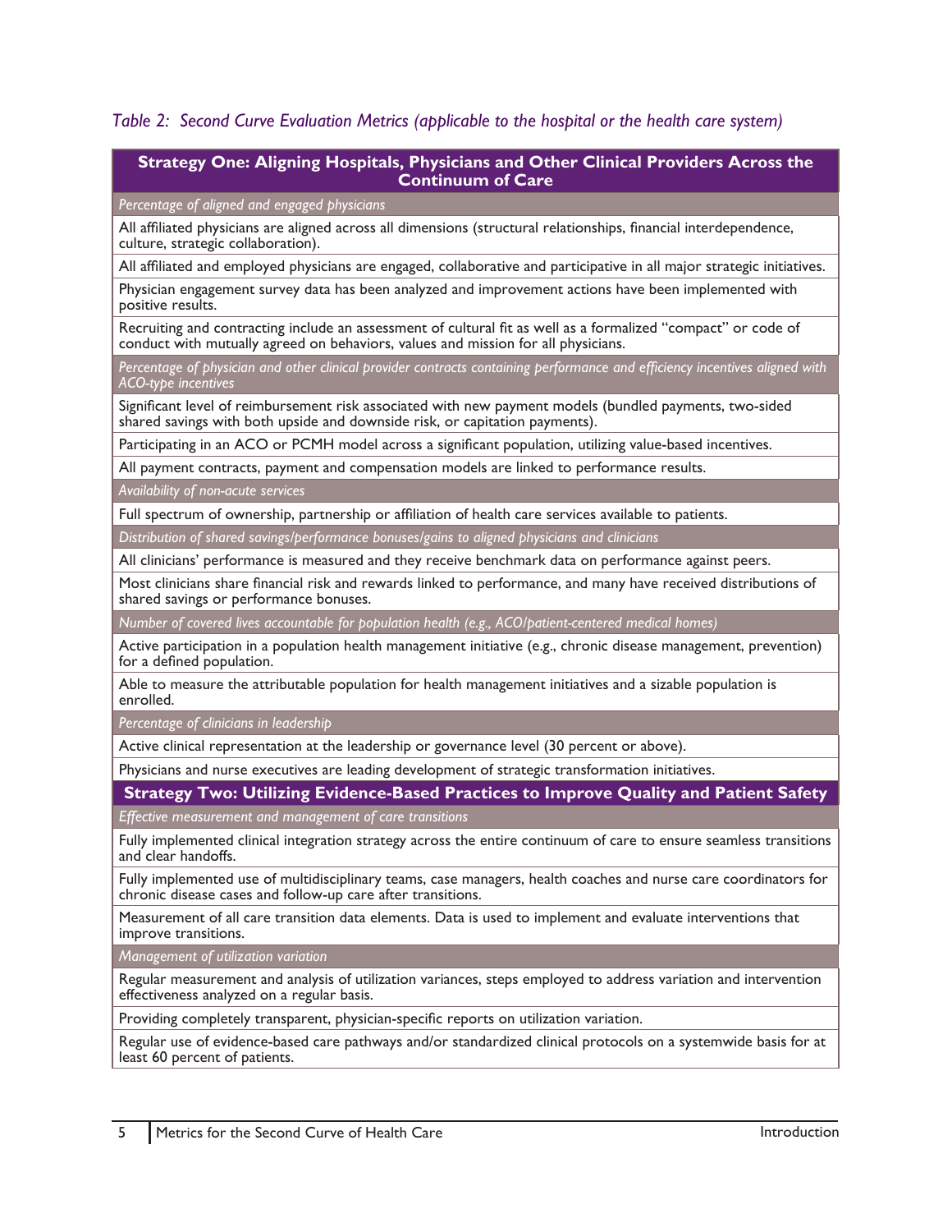*Table 2: Second Curve Evaluation Metrics (applicable to the hospital or the health care system)*

| **Strategy One: Aligning Hospitals, Physicians and Other Clinical Providers Across the Continuum of Care** |
|---|
| *Percentage of aligned and engaged physicians* |
| All affiliated physicians are aligned across all dimensions (structural relationships, financial interdependence, culture, strategic collaboration). |
| All affiliated and employed physicians are engaged, collaborative and participative in all major strategic initiatives. |
| Physician engagement survey data has been analyzed and improvement actions have been implemented with positive results. |
| Recruiting and contracting include an assessment of cultural fit as well as a formalized "compact" or code of conduct with mutually agreed on behaviors, values and mission for all physicians. |
| *Percentage of physician and other clinical provider contracts containing performance and efficiency incentives aligned with ACO-type incentives* |
| Significant level of reimbursement risk associated with new payment models (bundled payments, two-sided shared savings with both upside and downside risk, or capitation payments). |
| Participating in an ACO or PCMH model across a significant population, utilizing value-based incentives. |
| All payment contracts, payment and compensation models are linked to performance results. |
| *Availability of non-acute services* |
| Full spectrum of ownership, partnership or affiliation of health care services available to patients. |
| *Distribution of shared savings/performance bonuses/gains to aligned physicians and clinicians* |
| All clinicians' performance is measured and they receive benchmark data on performance against peers. |
| Most clinicians share financial risk and rewards linked to performance, and many have received distributions of shared savings or performance bonuses. |
| *Number of covered lives accountable for population health (e.g., ACO/patient-centered medical homes)* |
| Active participation in a population health management initiative (e.g., chronic disease management, prevention) for a defined population. |
| Able to measure the attributable population for health management initiatives and a sizable population is enrolled. |
| *Percentage of clinicians in leadership* |
| Active clinical representation at the leadership or governance level (30 percent or above). |
| Physicians and nurse executives are leading development of strategic transformation initiatives. |
| **Strategy Two: Utilizing Evidence-Based Practices to Improve Quality and Patient Safety** |
| *Effective measurement and management of care transitions* |
| Fully implemented clinical integration strategy across the entire continuum of care to ensure seamless transitions and clear handoffs. |
| Fully implemented use of multidisciplinary teams, case managers, health coaches and nurse care coordinators for chronic disease cases and follow-up care after transitions. |
| Measurement of all care transition data elements. Data is used to implement and evaluate interventions that improve transitions. |
| *Management of utilization variation* |
| Regular measurement and analysis of utilization variances, steps employed to address variation and intervention effectiveness analyzed on a regular basis. |
| Providing completely transparent, physician-specific reports on utilization variation. |
| Regular use of evidence-based care pathways and/or standardized clinical protocols on a systemwide basis for at least 60 percent of patients. |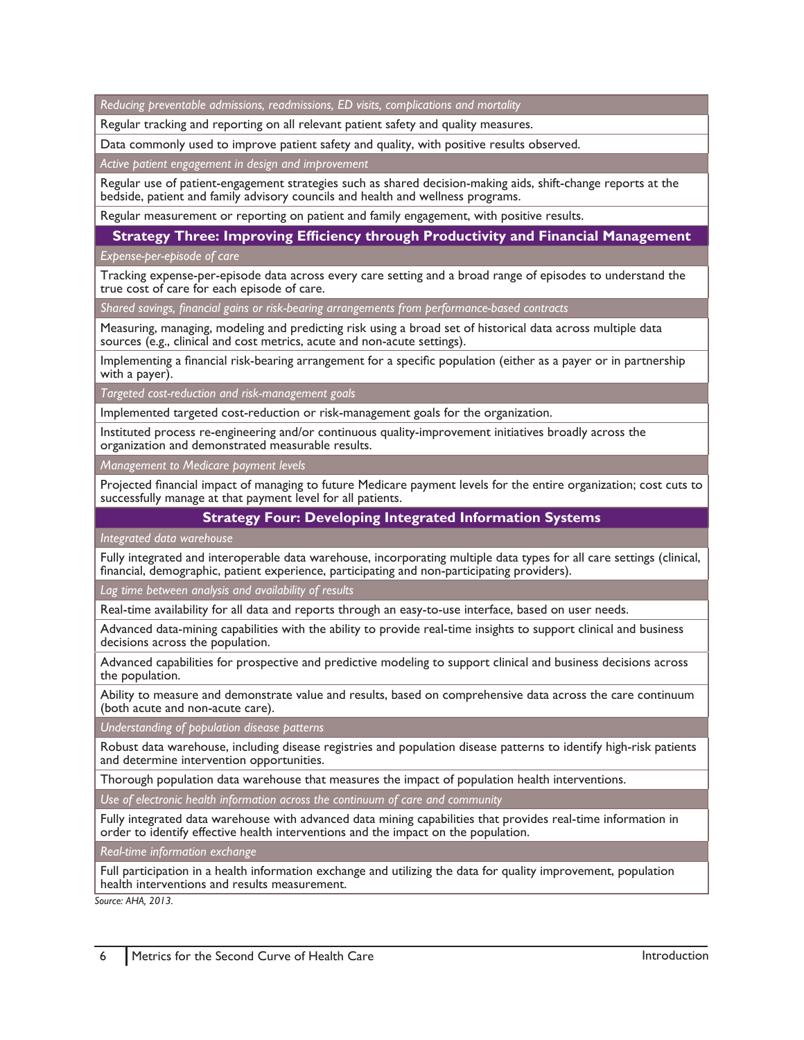| *Reducing preventable admissions, readmissions, ED visits, complications and mortality* |
|---|
| Regular tracking and reporting on all relevant patient safety and quality measures. |
| Data commonly used to improve patient safety and quality, with positive results observed. |
| *Active patient engagement in design and improvement* |
| Regular use of patient-engagement strategies such as shared decision-making aids, shift-change reports at the bedside, patient and family advisory councils and health and wellness programs. |
| Regular measurement or reporting on patient and family engagement, with positive results. |
| **Strategy Three: Improving Efficiency through Productivity and Financial Management** |
| *Expense-per-episode of care* |
| Tracking expense-per-episode data across every care setting and a broad range of episodes to understand the true cost of care for each episode of care. |
| *Shared savings, financial gains or risk-bearing arrangements from performance-based contracts* |
| Measuring, managing, modeling and predicting risk using a broad set of historical data across multiple data sources (e.g., clinical and cost metrics, acute and non-acute settings). |
| Implementing a financial risk-bearing arrangement for a specific population (either as a payer or in partnership with a payer). |
| *Targeted cost-reduction and risk-management goals* |
| Implemented targeted cost-reduction or risk-management goals for the organization. |
| Instituted process re-engineering and/or continuous quality-improvement initiatives broadly across the organization and demonstrated measurable results. |
| *Management to Medicare payment levels* |
| Projected financial impact of managing to future Medicare payment levels for the entire organization; cost cuts to successfully manage at that payment level for all patients. |
| **Strategy Four: Developing Integrated Information Systems** |
| *Integrated data warehouse* |
| Fully integrated and interoperable data warehouse, incorporating multiple data types for all care settings (clinical, financial, demographic, patient experience, participating and non-participating providers). |
| *Lag time between analysis and availability of results* |
| Real-time availability for all data and reports through an easy-to-use interface, based on user needs. |
| Advanced data-mining capabilities with the ability to provide real-time insights to support clinical and business decisions across the population. |
| Advanced capabilities for prospective and predictive modeling to support clinical and business decisions across the population. |
| Ability to measure and demonstrate value and results, based on comprehensive data across the care continuum (both acute and non-acute care). |
| *Understanding of population disease patterns* |
| Robust data warehouse, including disease registries and population disease patterns to identify high-risk patients and determine intervention opportunities. |
| Thorough population data warehouse that measures the impact of population health interventions. |
| *Use of electronic health information across the continuum of care and community* |
| Fully integrated data warehouse with advanced data mining capabilities that provides real-time information in order to identify effective health interventions and the impact on the population. |
| *Real-time information exchange* |
| Full participation in a health information exchange and utilizing the data for quality improvement, population health interventions and results measurement. |

*Source: AHA, 2013.*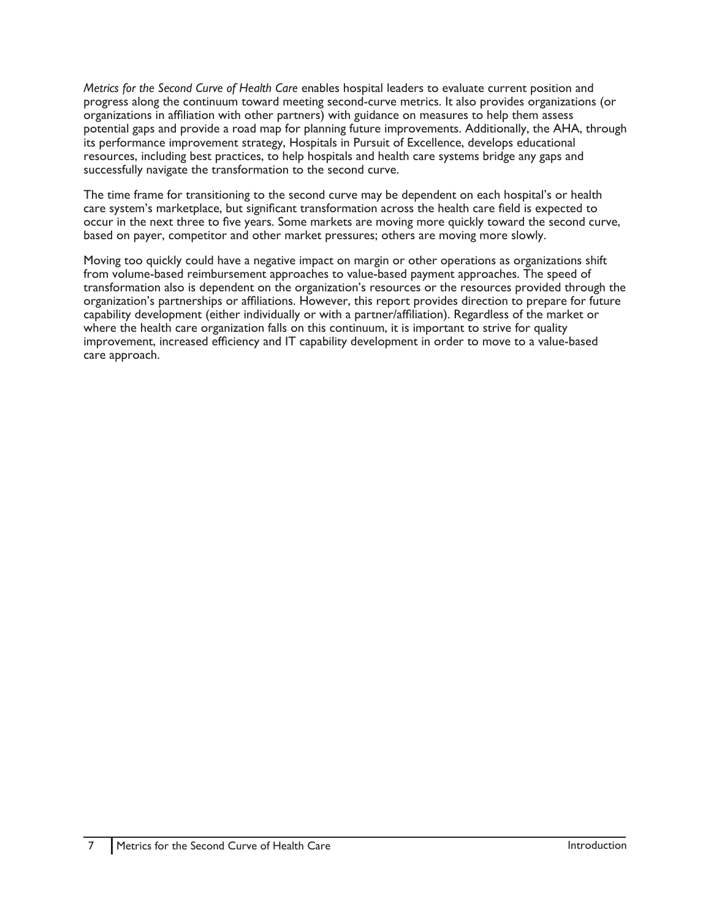*Metrics for the Second Curve of Health Care* enables hospital leaders to evaluate current position and progress along the continuum toward meeting second-curve metrics. It also provides organizations (or organizations in affiliation with other partners) with guidance on measures to help them assess potential gaps and provide a road map for planning future improvements. Additionally, the AHA, through its performance improvement strategy, Hospitals in Pursuit of Excellence, develops educational resources, including best practices, to help hospitals and health care systems bridge any gaps and successfully navigate the transformation to the second curve.

The time frame for transitioning to the second curve may be dependent on each hospital's or health care system's marketplace, but significant transformation across the health care field is expected to occur in the next three to five years. Some markets are moving more quickly toward the second curve, based on payer, competitor and other market pressures; others are moving more slowly.

Moving too quickly could have a negative impact on margin or other operations as organizations shift from volume-based reimbursement approaches to value-based payment approaches. The speed of transformation also is dependent on the organization's resources or the resources provided through the organization's partnerships or affiliations. However, this report provides direction to prepare for future capability development (either individually or with a partner/affiliation). Regardless of the market or where the health care organization falls on this continuum, it is important to strive for quality improvement, increased efficiency and IT capability development in order to move to a value-based care approach.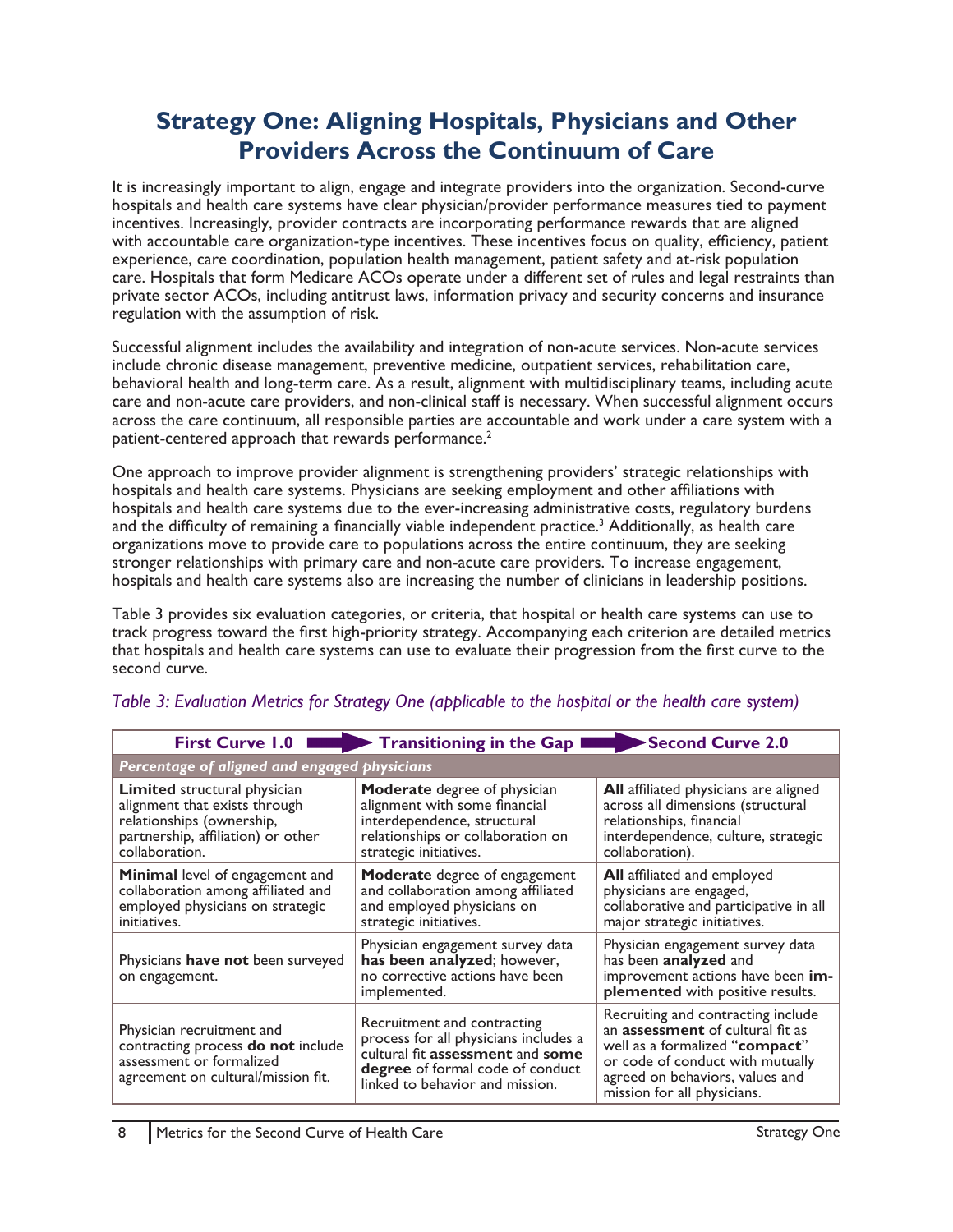## Strategy One: Aligning Hospitals, Physicians and Other Providers Across the Continuum of Care

It is increasingly important to align, engage and integrate providers into the organization. Second-curve hospitals and health care systems have clear physician/provider performance measures tied to payment incentives. Increasingly, provider contracts are incorporating performance rewards that are aligned with accountable care organization-type incentives. These incentives focus on quality, efficiency, patient experience, care coordination, population health management, patient safety and at-risk population care. Hospitals that form Medicare ACOs operate under a different set of rules and legal restraints than private sector ACOs, including antitrust laws, information privacy and security concerns and insurance regulation with the assumption of risk.

Successful alignment includes the availability and integration of non-acute services. Non-acute services include chronic disease management, preventive medicine, outpatient services, rehabilitation care, behavioral health and long-term care. As a result, alignment with multidisciplinary teams, including acute care and non-acute care providers, and non-clinical staff is necessary. When successful alignment occurs across the care continuum, all responsible parties are accountable and work under a care system with a patient-centered approach that rewards performance.[2]

One approach to improve provider alignment is strengthening providers' strategic relationships with hospitals and health care systems. Physicians are seeking employment and other affiliations with hospitals and health care systems due to the ever-increasing administrative costs, regulatory burdens and the difficulty of remaining a financially viable independent practice.[3] Additionally, as health care organizations move to provide care to populations across the entire continuum, they are seeking stronger relationships with primary care and non-acute care providers. To increase engagement, hospitals and health care systems also are increasing the number of clinicians in leadership positions.

Table 3 provides six evaluation categories, or criteria, that hospital or health care systems can use to track progress toward the first high-priority strategy. Accompanying each criterion are detailed metrics that hospitals and health care systems can use to evaluate their progression from the first curve to the second curve.

*Table 3: Evaluation Metrics for Strategy One (applicable to the hospital or the health care system)*

| First Curve 1.0 | Transitioning in the Gap | Second Curve 2.0 |
|---|---|---|
| ***Percentage of aligned and engaged physicians*** | | |
| **Limited** structural physician alignment that exists through relationships (ownership, partnership, affiliation) or other collaboration. | **Moderate** degree of physician alignment with some financial interdependence, structural relationships or collaboration on strategic initiatives. | **All** affiliated physicians are aligned across all dimensions (structural relationships, financial interdependence, culture, strategic collaboration). |
| **Minimal** level of engagement and collaboration among affiliated and employed physicians on strategic initiatives. | **Moderate** degree of engagement and collaboration among affiliated and employed physicians on strategic initiatives. | **All** affiliated and employed physicians are engaged, collaborative and participative in all major strategic initiatives. |
| Physicians **have not** been surveyed on engagement. | Physician engagement survey data **has been analyzed**; however, no corrective actions have been implemented. | Physician engagement survey data has been **analyzed** and improvement actions have been **implemented** with positive results. |
| Physician recruitment and contracting process **do not** include assessment or formalized agreement on cultural/mission fit. | Recruitment and contracting process for all physicians includes a cultural fit **assessment** and **some degree** of formal code of conduct linked to behavior and mission. | Recruiting and contracting include an **assessment** of cultural fit as well as a formalized "**compact**" or code of conduct with mutually agreed on behaviors, values and mission for all physicians. |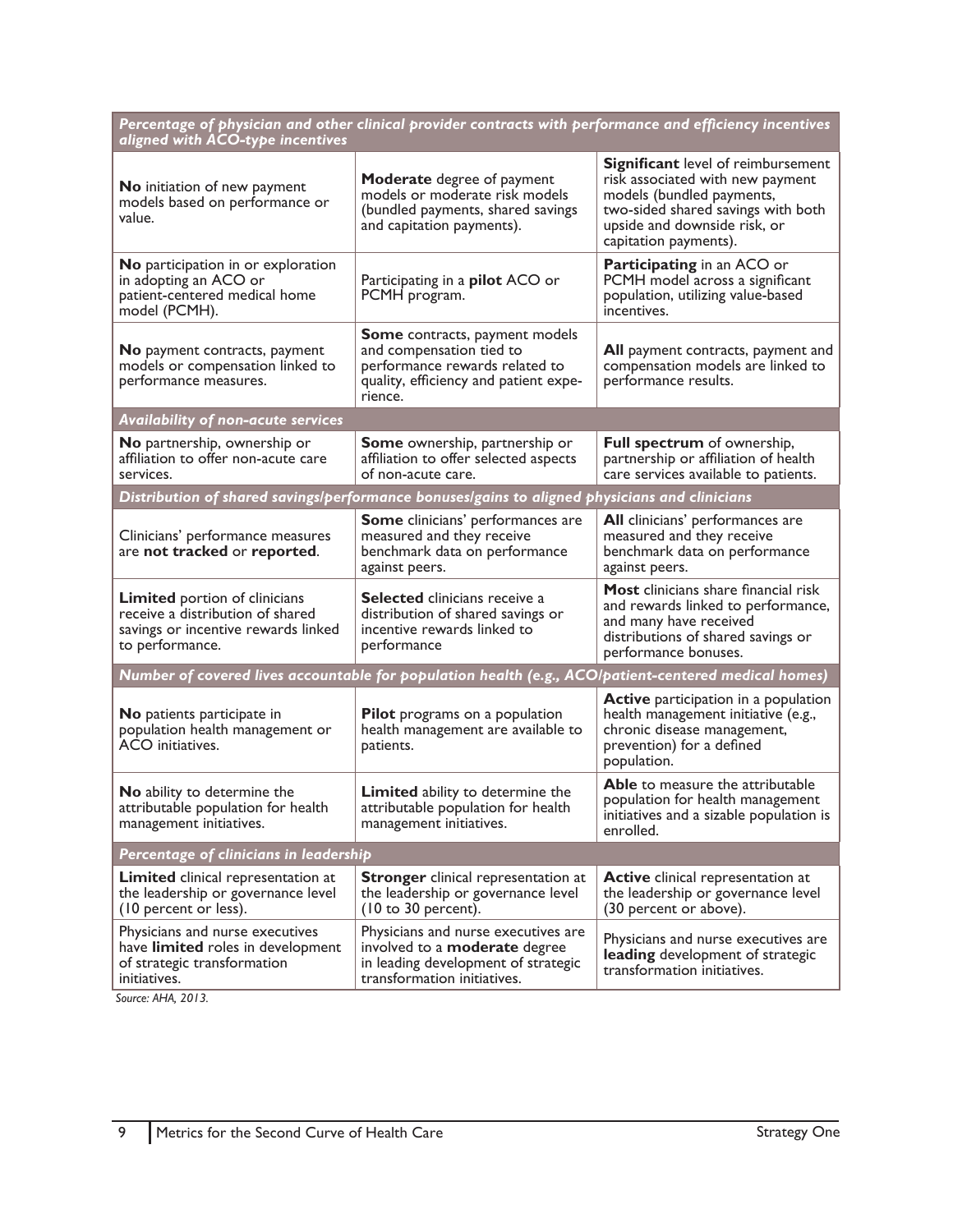| *Percentage of physician and other clinical provider contracts with performance and efficiency incentives aligned with ACO-type incentives* | | |
|---|---|---|
| **No** initiation of new payment models based on performance or value. | **Moderate** degree of payment models or moderate risk models (bundled payments, shared savings and capitation payments). | **Significant** level of reimbursement risk associated with new payment models (bundled payments, two-sided shared savings with both upside and downside risk, or capitation payments). |
| **No** participation in or exploration in adopting an ACO or patient-centered medical home model (PCMH). | Participating in a **pilot** ACO or PCMH program. | **Participating** in an ACO or PCMH model across a significant population, utilizing value-based incentives. |
| **No** payment contracts, payment models or compensation linked to performance measures. | **Some** contracts, payment models and compensation tied to performance rewards related to quality, efficiency and patient experience. | **All** payment contracts, payment and compensation models are linked to performance results. |
| ***Availability of non-acute services*** | | |
| **No** partnership, ownership or affiliation to offer non-acute care services. | **Some** ownership, partnership or affiliation to offer selected aspects of non-acute care. | **Full spectrum** of ownership, partnership or affiliation of health care services available to patients. |
| ***Distribution of shared savings/performance bonuses/gains to aligned physicians and clinicians*** | | |
| Clinicians' performance measures are **not tracked** or **reported**. | **Some** clinicians' performances are measured and they receive benchmark data on performance against peers. | **All** clinicians' performances are measured and they receive benchmark data on performance against peers. |
| **Limited** portion of clinicians receive a distribution of shared savings or incentive rewards linked to performance. | **Selected** clinicians receive a distribution of shared savings or incentive rewards linked to performance | **Most** clinicians share financial risk and rewards linked to performance, and many have received distributions of shared savings or performance bonuses. |
| ***Number of covered lives accountable for population health (e.g., ACO/patient-centered medical homes)*** | | |
| **No** patients participate in population health management or ACO initiatives. | **Pilot** programs on a population health management are available to patients. | **Active** participation in a population health management initiative (e.g., chronic disease management, prevention) for a defined population. |
| **No** ability to determine the attributable population for health management initiatives. | **Limited** ability to determine the attributable population for health management initiatives. | **Able** to measure the attributable population for health management initiatives and a sizable population is enrolled. |
| ***Percentage of clinicians in leadership*** | | |
| **Limited** clinical representation at the leadership or governance level (10 percent or less). | **Stronger** clinical representation at the leadership or governance level (10 to 30 percent). | **Active** clinical representation at the leadership or governance level (30 percent or above). |
| Physicians and nurse executives have **limited** roles in development of strategic transformation initiatives. | Physicians and nurse executives are involved to a **moderate** degree in leading development of strategic transformation initiatives. | Physicians and nurse executives are **leading** development of strategic transformation initiatives. |

*Source: AHA, 2013.*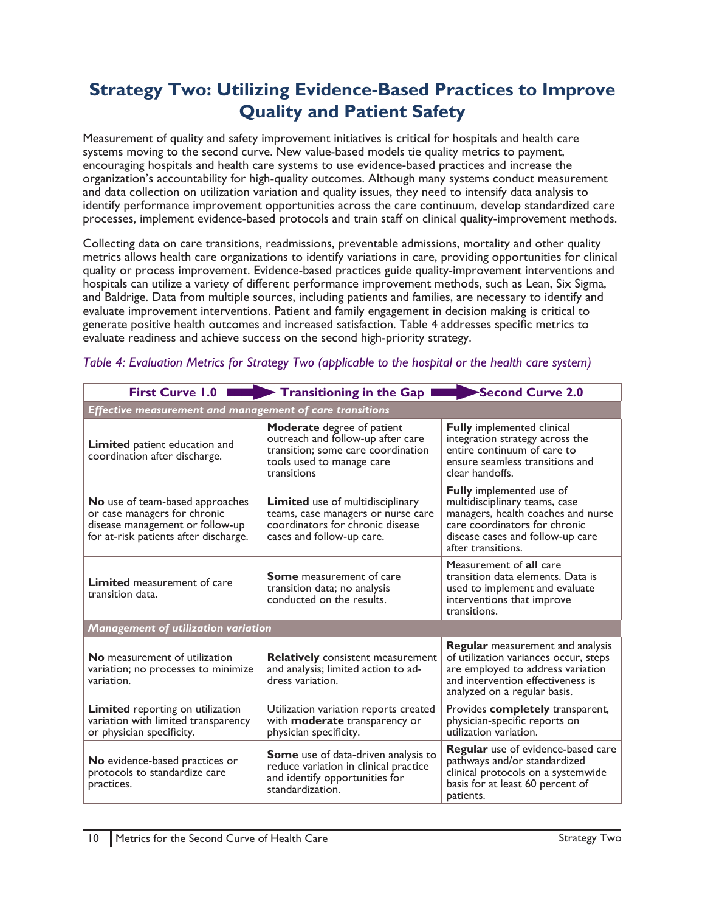# Strategy Two: Utilizing Evidence-Based Practices to Improve Quality and Patient Safety

Measurement of quality and safety improvement initiatives is critical for hospitals and health care systems moving to the second curve. New value-based models tie quality metrics to payment, encouraging hospitals and health care systems to use evidence-based practices and increase the organization's accountability for high-quality outcomes. Although many systems conduct measurement and data collection on utilization variation and quality issues, they need to intensify data analysis to identify performance improvement opportunities across the care continuum, develop standardized care processes, implement evidence-based protocols and train staff on clinical quality-improvement methods.

Collecting data on care transitions, readmissions, preventable admissions, mortality and other quality metrics allows health care organizations to identify variations in care, providing opportunities for clinical quality or process improvement. Evidence-based practices guide quality-improvement interventions and hospitals can utilize a variety of different performance improvement methods, such as Lean, Six Sigma, and Baldrige. Data from multiple sources, including patients and families, are necessary to identify and evaluate improvement interventions. Patient and family engagement in decision making is critical to generate positive health outcomes and increased satisfaction. Table 4 addresses specific metrics to evaluate readiness and achieve success on the second high-priority strategy.

*Table 4: Evaluation Metrics for Strategy Two (applicable to the hospital or the health care system)*

| First Curve 1.0 | Transitioning in the Gap | Second Curve 2.0 |
|---|---|---|
| ***Effective measurement and management of care transitions*** | | |
| **Limited** patient education and coordination after discharge. | **Moderate** degree of patient outreach and follow-up after care transition; some care coordination tools used to manage care transitions | **Fully** implemented clinical integration strategy across the entire continuum of care to ensure seamless transitions and clear handoffs. |
| **No** use of team-based approaches or case managers for chronic disease management or follow-up for at-risk patients after discharge. | **Limited** use of multidisciplinary teams, case managers or nurse care coordinators for chronic disease cases and follow-up care. | **Fully** implemented use of multidisciplinary teams, case managers, health coaches and nurse care coordinators for chronic disease cases and follow-up care after transitions. |
| **Limited** measurement of care transition data. | **Some** measurement of care transition data; no analysis conducted on the results. | Measurement of **all** care transition data elements. Data is used to implement and evaluate interventions that improve transitions. |
| ***Management of utilization variation*** | | |
| **No** measurement of utilization variation; no processes to minimize variation. | **Relatively** consistent measurement and analysis; limited action to address variation. | **Regular** measurement and analysis of utilization variances occur, steps are employed to address variation and intervention effectiveness is analyzed on a regular basis. |
| **Limited** reporting on utilization variation with limited transparency or physician specificity. | Utilization variation reports created with **moderate** transparency or physician specificity. | Provides **completely** transparent, physician-specific reports on utilization variation. |
| **No** evidence-based practices or protocols to standardize care practices. | **Some** use of data-driven analysis to reduce variation in clinical practice and identify opportunities for standardization. | **Regular** use of evidence-based care pathways and/or standardized clinical protocols on a systemwide basis for at least 60 percent of patients. |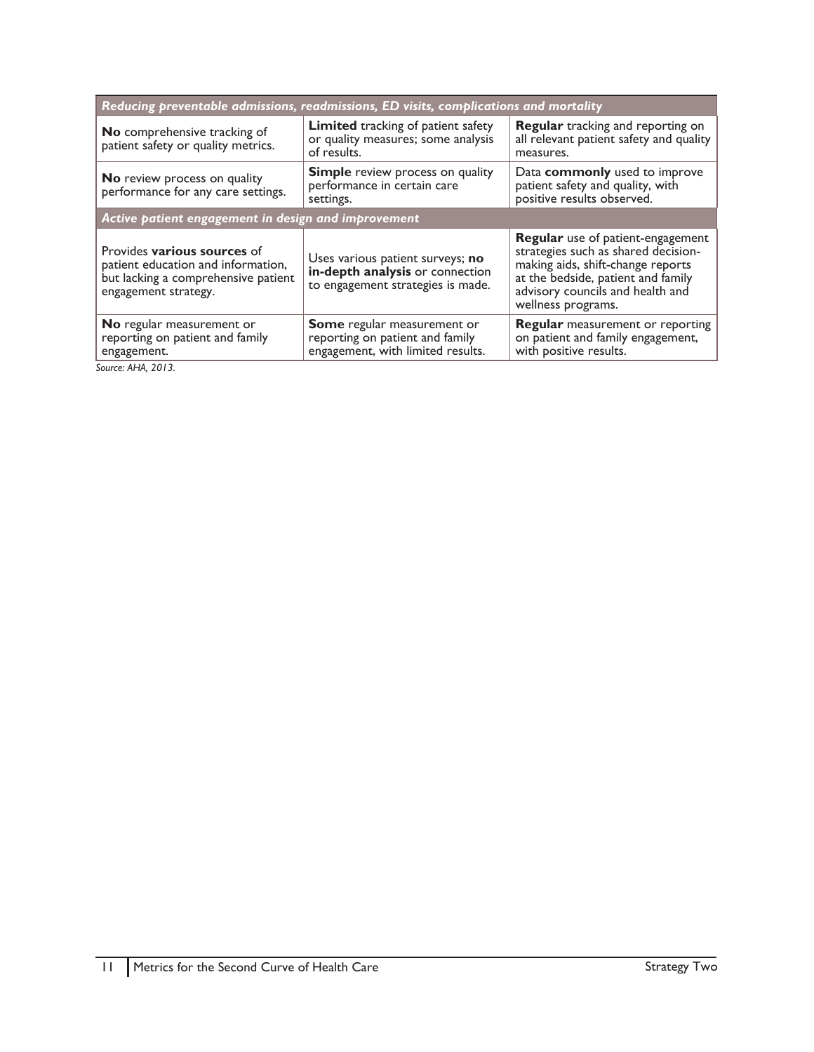| *Reducing preventable admissions, readmissions, ED visits, complications and mortality* | | |
|---|---|---|
| **No** comprehensive tracking of patient safety or quality metrics. | **Limited** tracking of patient safety or quality measures; some analysis of results. | **Regular** tracking and reporting on all relevant patient safety and quality measures. |
| **No** review process on quality performance for any care settings. | **Simple** review process on quality performance in certain care settings. | Data **commonly** used to improve patient safety and quality, with positive results observed. |
| *Active patient engagement in design and improvement* | | |
| Provides **various sources** of patient education and information, but lacking a comprehensive patient engagement strategy. | Uses various patient surveys; **no in-depth analysis** or connection to engagement strategies is made. | **Regular** use of patient-engagement strategies such as shared decision-making aids, shift-change reports at the bedside, patient and family advisory councils and health and wellness programs. |
| **No** regular measurement or reporting on patient and family engagement. | **Some** regular measurement or reporting on patient and family engagement, with limited results. | **Regular** measurement or reporting on patient and family engagement, with positive results. |

*Source: AHA, 2013.*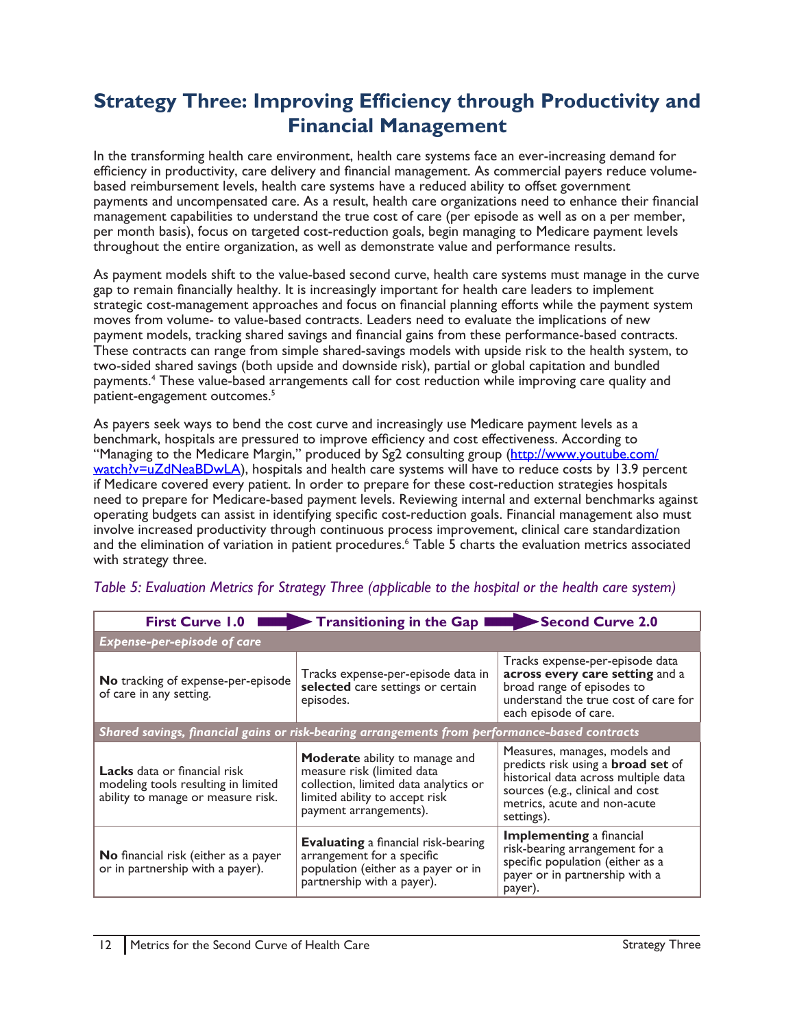## Strategy Three: Improving Efficiency through Productivity and Financial Management

In the transforming health care environment, health care systems face an ever-increasing demand for efficiency in productivity, care delivery and financial management. As commercial payers reduce volume-based reimbursement levels, health care systems have a reduced ability to offset government payments and uncompensated care. As a result, health care organizations need to enhance their financial management capabilities to understand the true cost of care (per episode as well as on a per member, per month basis), focus on targeted cost-reduction goals, begin managing to Medicare payment levels throughout the entire organization, as well as demonstrate value and performance results.

As payment models shift to the value-based second curve, health care systems must manage in the curve gap to remain financially healthy. It is increasingly important for health care leaders to implement strategic cost-management approaches and focus on financial planning efforts while the payment system moves from volume- to value-based contracts. Leaders need to evaluate the implications of new payment models, tracking shared savings and financial gains from these performance-based contracts. These contracts can range from simple shared-savings models with upside risk to the health system, to two-sided shared savings (both upside and downside risk), partial or global capitation and bundled payments.[4] These value-based arrangements call for cost reduction while improving care quality and patient-engagement outcomes.[5]

As payers seek ways to bend the cost curve and increasingly use Medicare payment levels as a benchmark, hospitals are pressured to improve efficiency and cost effectiveness. According to "Managing to the Medicare Margin," produced by Sg2 consulting group (http://www.youtube.com/watch?v=uZdNeaBDwLA), hospitals and health care systems will have to reduce costs by 13.9 percent if Medicare covered every patient. In order to prepare for these cost-reduction strategies hospitals need to prepare for Medicare-based payment levels. Reviewing internal and external benchmarks against operating budgets can assist in identifying specific cost-reduction goals. Financial management also must involve increased productivity through continuous process improvement, clinical care standardization and the elimination of variation in patient procedures.[6] Table 5 charts the evaluation metrics associated with strategy three.

*Table 5: Evaluation Metrics for Strategy Three (applicable to the hospital or the health care system)*

| First Curve 1.0 | Transitioning in the Gap | Second Curve 2.0 |
|---|---|---|
| ***Expense-per-episode of care*** | | |
| **No** tracking of expense-per-episode of care in any setting. | Tracks expense-per-episode data in **selected** care settings or certain episodes. | Tracks expense-per-episode data **across every care setting** and a broad range of episodes to understand the true cost of care for each episode of care. |
| ***Shared savings, financial gains or risk-bearing arrangements from performance-based contracts*** | | |
| **Lacks** data or financial risk modeling tools resulting in limited ability to manage or measure risk. | **Moderate** ability to manage and measure risk (limited data collection, limited data analytics or limited ability to accept risk payment arrangements). | Measures, manages, models and predicts risk using a **broad set** of historical data across multiple data sources (e.g., clinical and cost metrics, acute and non-acute settings). |
| **No** financial risk (either as a payer or in partnership with a payer). | **Evaluating** a financial risk-bearing arrangement for a specific population (either as a payer or in partnership with a payer). | **Implementing** a financial risk-bearing arrangement for a specific population (either as a payer or in partnership with a payer). |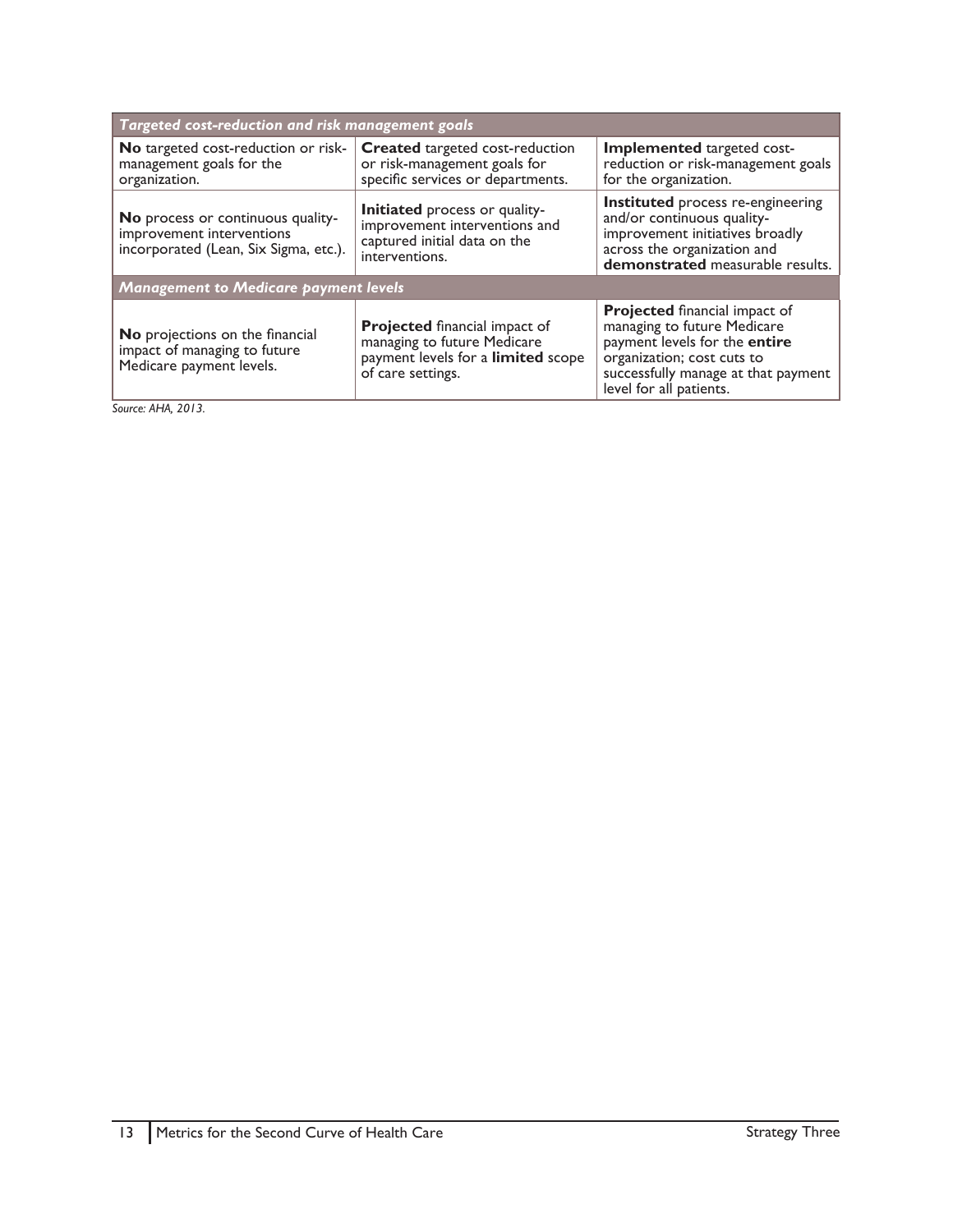| *Targeted cost-reduction and risk management goals* | | |
|---|---|---|
| **No** targeted cost-reduction or risk-management goals for the organization. | **Created** targeted cost-reduction or risk-management goals for specific services or departments. | **Implemented** targeted cost-reduction or risk-management goals for the organization. |
| **No** process or continuous quality-improvement interventions incorporated (Lean, Six Sigma, etc.). | **Initiated** process or quality-improvement interventions and captured initial data on the interventions. | **Instituted** process re-engineering and/or continuous quality-improvement initiatives broadly across the organization and **demonstrated** measurable results. |
| ***Management to Medicare payment levels*** | | |
| **No** projections on the financial impact of managing to future Medicare payment levels. | **Projected** financial impact of managing to future Medicare payment levels for a **limited** scope of care settings. | **Projected** financial impact of managing to future Medicare payment levels for the **entire** organization; cost cuts to successfully manage at that payment level for all patients. |

*Source: AHA, 2013.*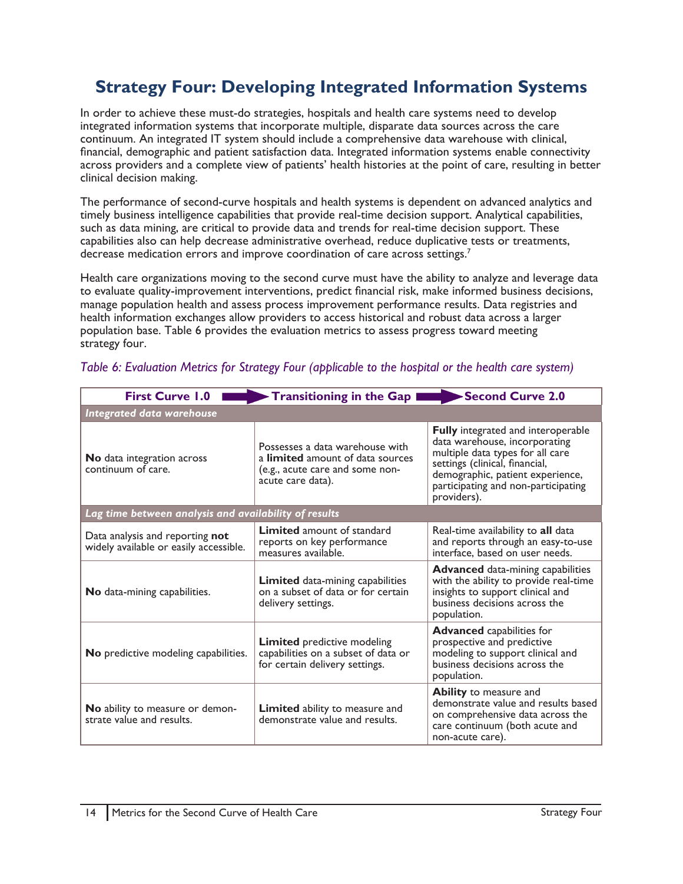## Strategy Four: Developing Integrated Information Systems

In order to achieve these must-do strategies, hospitals and health care systems need to develop integrated information systems that incorporate multiple, disparate data sources across the care continuum. An integrated IT system should include a comprehensive data warehouse with clinical, financial, demographic and patient satisfaction data. Integrated information systems enable connectivity across providers and a complete view of patients' health histories at the point of care, resulting in better clinical decision making.

The performance of second-curve hospitals and health systems is dependent on advanced analytics and timely business intelligence capabilities that provide real-time decision support. Analytical capabilities, such as data mining, are critical to provide data and trends for real-time decision support. These capabilities also can help decrease administrative overhead, reduce duplicative tests or treatments, decrease medication errors and improve coordination of care across settings.[7]

Health care organizations moving to the second curve must have the ability to analyze and leverage data to evaluate quality-improvement interventions, predict financial risk, make informed business decisions, manage population health and assess process improvement performance results. Data registries and health information exchanges allow providers to access historical and robust data across a larger population base. Table 6 provides the evaluation metrics to assess progress toward meeting strategy four.

*Table 6: Evaluation Metrics for Strategy Four (applicable to the hospital or the health care system)*

| First Curve 1.0 | Transitioning in the Gap | Second Curve 2.0 |
|---|---|---|
| ***Integrated data warehouse*** | | |
| **No** data integration across continuum of care. | Possesses a data warehouse with a **limited** amount of data sources (e.g., acute care and some non-acute care data). | **Fully** integrated and interoperable data warehouse, incorporating multiple data types for all care settings (clinical, financial, demographic, patient experience, participating and non-participating providers). |
| ***Lag time between analysis and availability of results*** | | |
| Data analysis and reporting **not** widely available or easily accessible. | **Limited** amount of standard reports on key performance measures available. | Real-time availability to **all** data and reports through an easy-to-use interface, based on user needs. |
| **No** data-mining capabilities. | **Limited** data-mining capabilities on a subset of data or for certain delivery settings. | **Advanced** data-mining capabilities with the ability to provide real-time insights to support clinical and business decisions across the population. |
| **No** predictive modeling capabilities. | **Limited** predictive modeling capabilities on a subset of data or for certain delivery settings. | **Advanced** capabilities for prospective and predictive modeling to support clinical and business decisions across the population. |
| **No** ability to measure or demonstrate value and results. | **Limited** ability to measure and demonstrate value and results. | **Ability** to measure and demonstrate value and results based on comprehensive data across the care continuum (both acute and non-acute care). |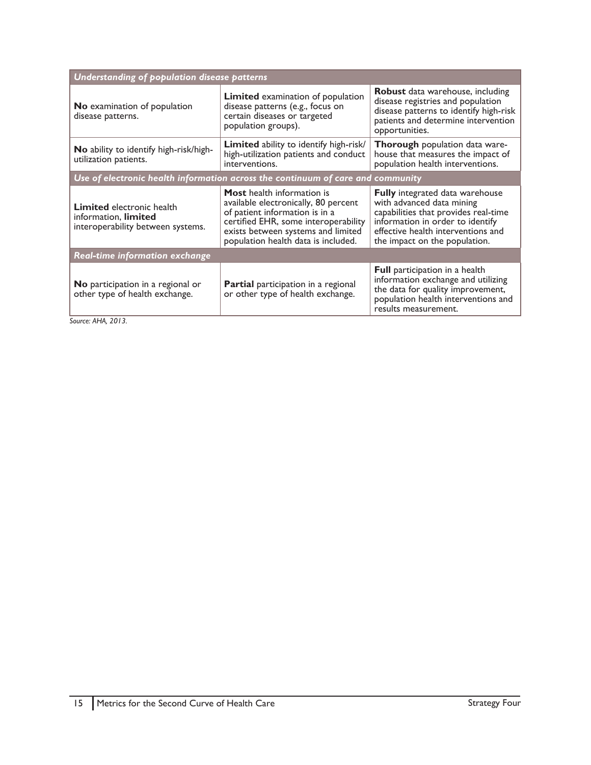| Understanding of population disease patterns | | |
|---|---|---|
| **No** examination of population disease patterns. | **Limited** examination of population disease patterns (e.g., focus on certain diseases or targeted population groups). | **Robust** data warehouse, including disease registries and population disease patterns to identify high-risk patients and determine intervention opportunities. |
| **No** ability to identify high-risk/high-utilization patients. | **Limited** ability to identify high-risk/high-utilization patients and conduct interventions. | **Thorough** population data warehouse that measures the impact of population health interventions. |
| ***Use of electronic health information across the continuum of care and community*** | | |
| **Limited** electronic health information, **limited** interoperability between systems. | **Most** health information is available electronically, 80 percent of patient information is in a certified EHR, some interoperability exists between systems and limited population health data is included. | **Fully** integrated data warehouse with advanced data mining capabilities that provides real-time information in order to identify effective health interventions and the impact on the population. |
| ***Real-time information exchange*** | | |
| **No** participation in a regional or other type of health exchange. | **Partial** participation in a regional or other type of health exchange. | **Full** participation in a health information exchange and utilizing the data for quality improvement, population health interventions and results measurement. |

*Source: AHA, 2013.*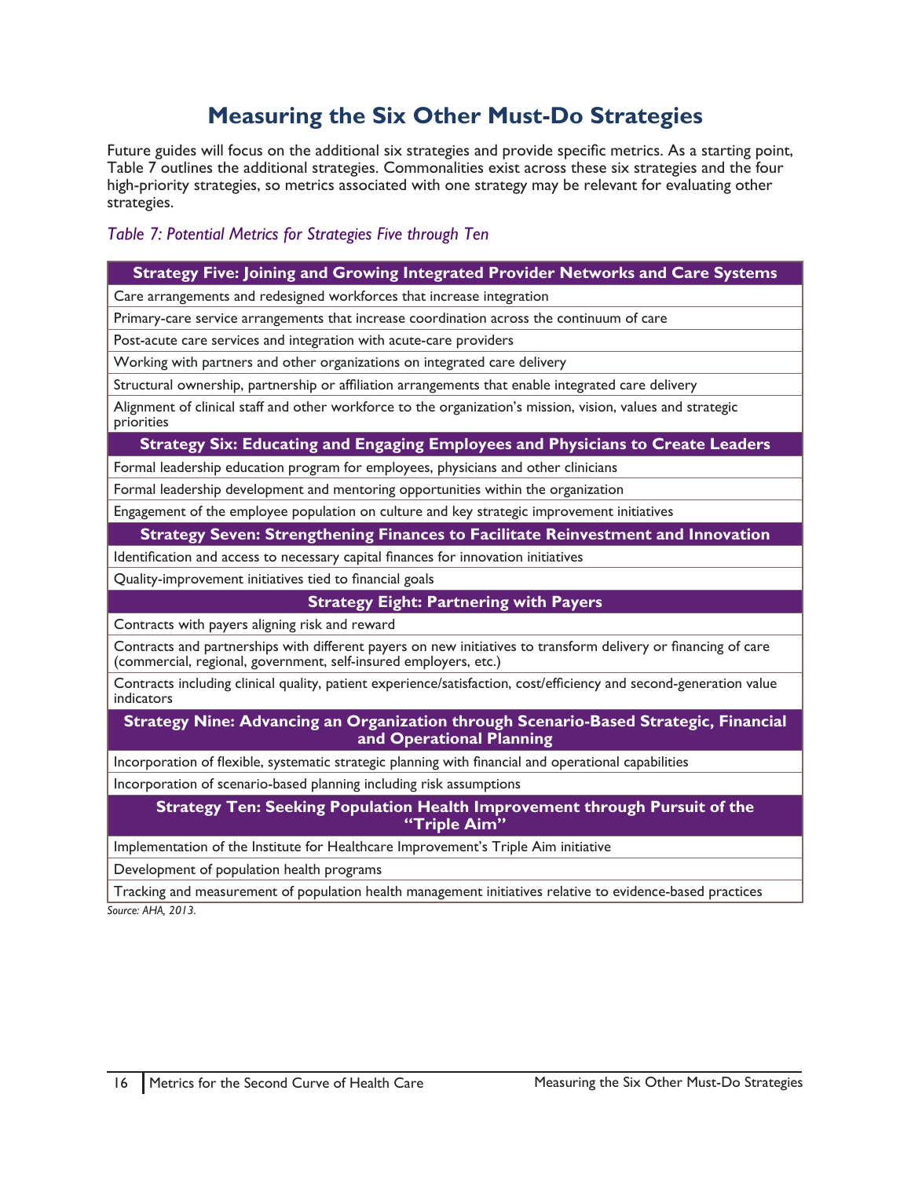# Measuring the Six Other Must-Do Strategies

Future guides will focus on the additional six strategies and provide specific metrics. As a starting point, Table 7 outlines the additional strategies. Commonalities exist across these six strategies and the four high-priority strategies, so metrics associated with one strategy may be relevant for evaluating other strategies.

*Table 7: Potential Metrics for Strategies Five through Ten*

| **Strategy Five: Joining and Growing Integrated Provider Networks and Care Systems** |
|---|
| Care arrangements and redesigned workforces that increase integration |
| Primary-care service arrangements that increase coordination across the continuum of care |
| Post-acute care services and integration with acute-care providers |
| Working with partners and other organizations on integrated care delivery |
| Structural ownership, partnership or affiliation arrangements that enable integrated care delivery |
| Alignment of clinical staff and other workforce to the organization's mission, vision, values and strategic priorities |
| **Strategy Six: Educating and Engaging Employees and Physicians to Create Leaders** |
| Formal leadership education program for employees, physicians and other clinicians |
| Formal leadership development and mentoring opportunities within the organization |
| Engagement of the employee population on culture and key strategic improvement initiatives |
| **Strategy Seven: Strengthening Finances to Facilitate Reinvestment and Innovation** |
| Identification and access to necessary capital finances for innovation initiatives |
| Quality-improvement initiatives tied to financial goals |
| **Strategy Eight: Partnering with Payers** |
| Contracts with payers aligning risk and reward |
| Contracts and partnerships with different payers on new initiatives to transform delivery or financing of care (commercial, regional, government, self-insured employers, etc.) |
| Contracts including clinical quality, patient experience/satisfaction, cost/efficiency and second-generation value indicators |
| **Strategy Nine: Advancing an Organization through Scenario-Based Strategic, Financial and Operational Planning** |
| Incorporation of flexible, systematic strategic planning with financial and operational capabilities |
| Incorporation of scenario-based planning including risk assumptions |
| **Strategy Ten: Seeking Population Health Improvement through Pursuit of the "Triple Aim"** |
| Implementation of the Institute for Healthcare Improvement's Triple Aim initiative |
| Development of population health programs |
| Tracking and measurement of population health management initiatives relative to evidence-based practices |

*Source: AHA, 2013.*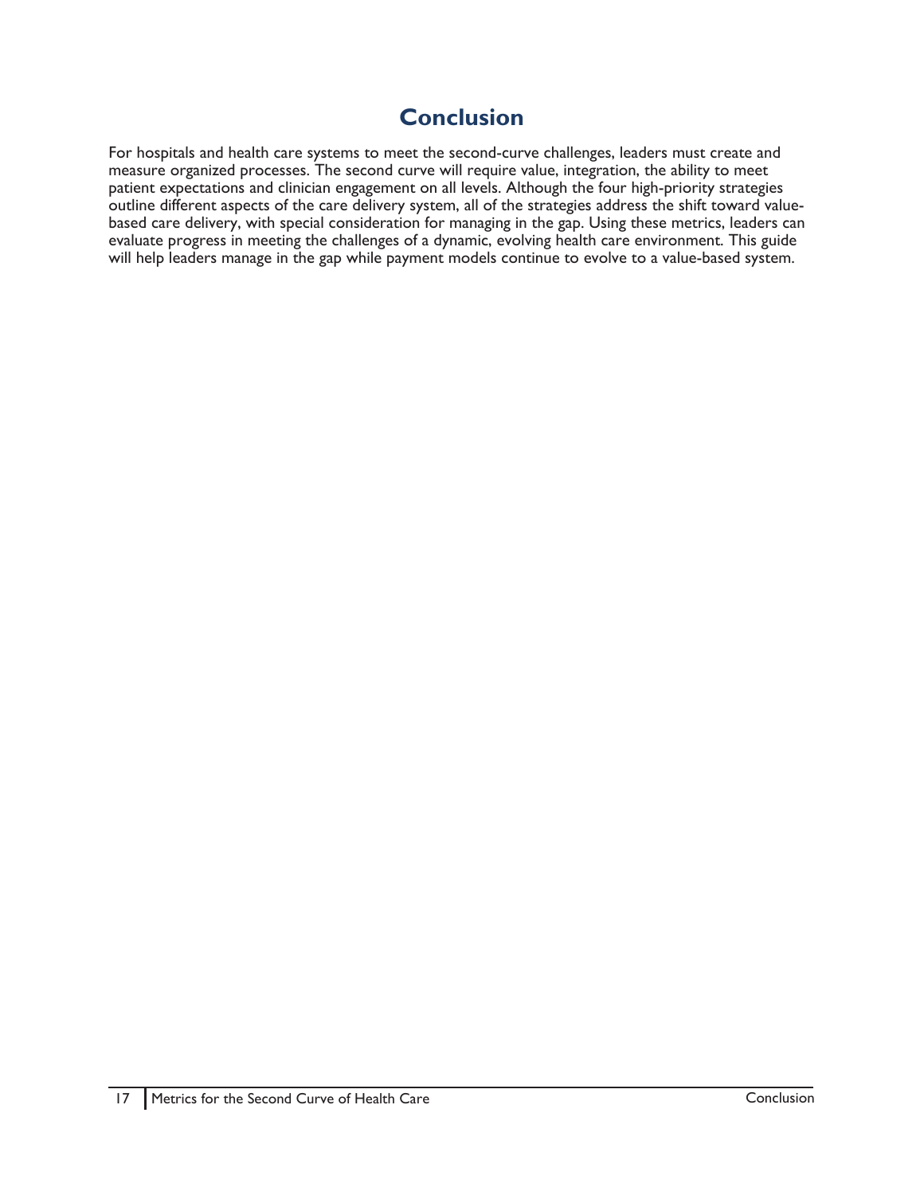# Conclusion

For hospitals and health care systems to meet the second-curve challenges, leaders must create and measure organized processes. The second curve will require value, integration, the ability to meet patient expectations and clinician engagement on all levels. Although the four high-priority strategies outline different aspects of the care delivery system, all of the strategies address the shift toward value-based care delivery, with special consideration for managing in the gap. Using these metrics, leaders can evaluate progress in meeting the challenges of a dynamic, evolving health care environment. This guide will help leaders manage in the gap while payment models continue to evolve to a value-based system.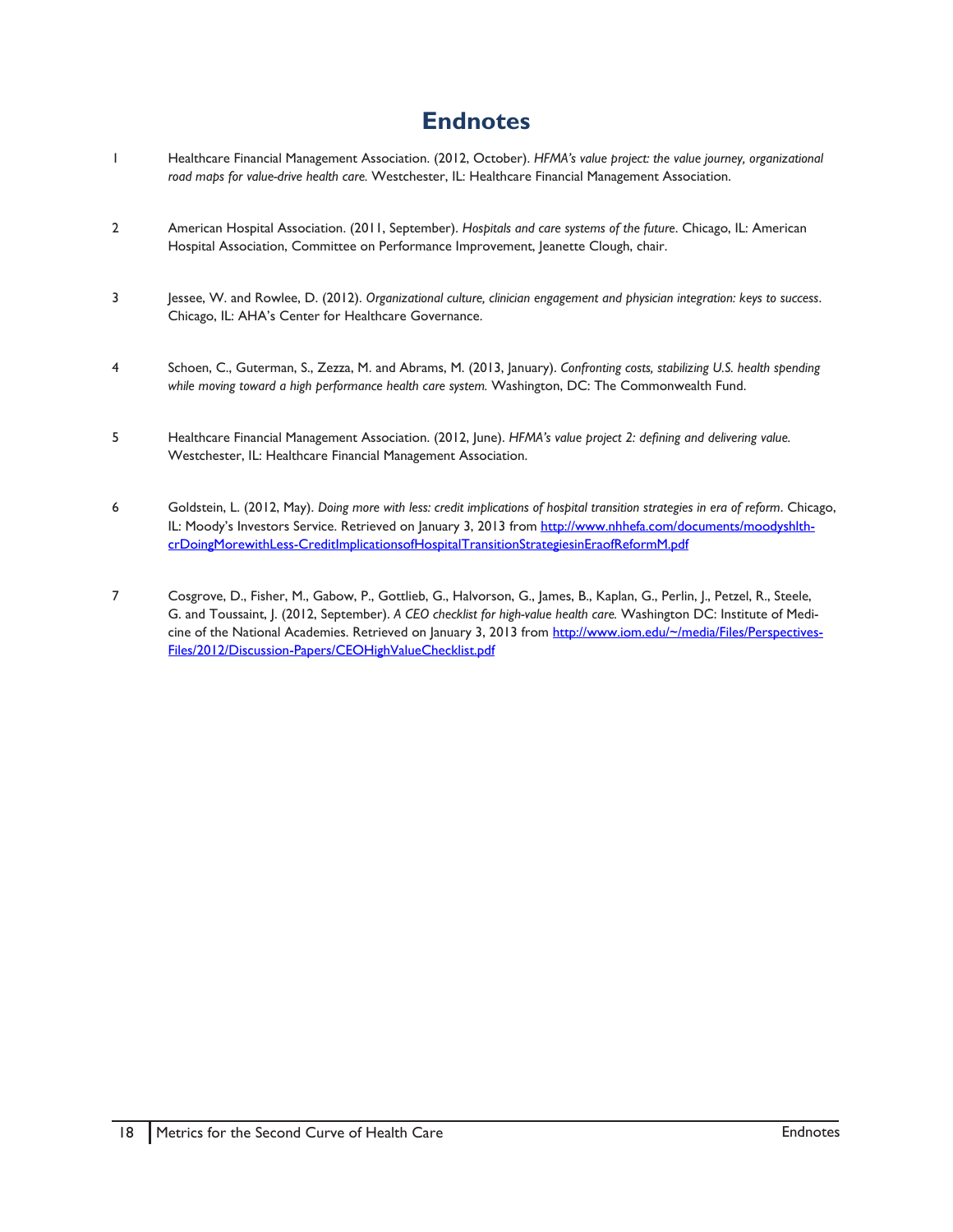# Endnotes

1 Healthcare Financial Management Association. (2012, October). *HFMA's value project: the value journey, organizational road maps for value-drive health care.* Westchester, IL: Healthcare Financial Management Association.

2 American Hospital Association. (2011, September). *Hospitals and care systems of the future*. Chicago, IL: American Hospital Association, Committee on Performance Improvement, Jeanette Clough, chair.

3 Jessee, W. and Rowlee, D. (2012). *Organizational culture, clinician engagement and physician integration: keys to success*. Chicago, IL: AHA's Center for Healthcare Governance.

4 Schoen, C., Guterman, S., Zezza, M. and Abrams, M. (2013, January). *Confronting costs, stabilizing U.S. health spending while moving toward a high performance health care system.* Washington, DC: The Commonwealth Fund.

5 Healthcare Financial Management Association. (2012, June). *HFMA's value project 2: defining and delivering value.* Westchester, IL: Healthcare Financial Management Association.

6 Goldstein, L. (2012, May). *Doing more with less: credit implications of hospital transition strategies in era of reform*. Chicago, IL: Moody's Investors Service. Retrieved on January 3, 2013 from http://www.nhhefa.com/documents/moodyshlth-crDoingMorewithLess-CreditImplicationsofHospitalTransitionStrategiesinEraofReformM.pdf

7 Cosgrove, D., Fisher, M., Gabow, P., Gottlieb, G., Halvorson, G., James, B., Kaplan, G., Perlin, J., Petzel, R., Steele, G. and Toussaint, J. (2012, September). *A CEO checklist for high-value health care.* Washington DC: Institute of Medicine of the National Academies. Retrieved on January 3, 2013 from http://www.iom.edu/~/media/Files/Perspectives-Files/2012/Discussion-Papers/CEOHighValueChecklist.pdf